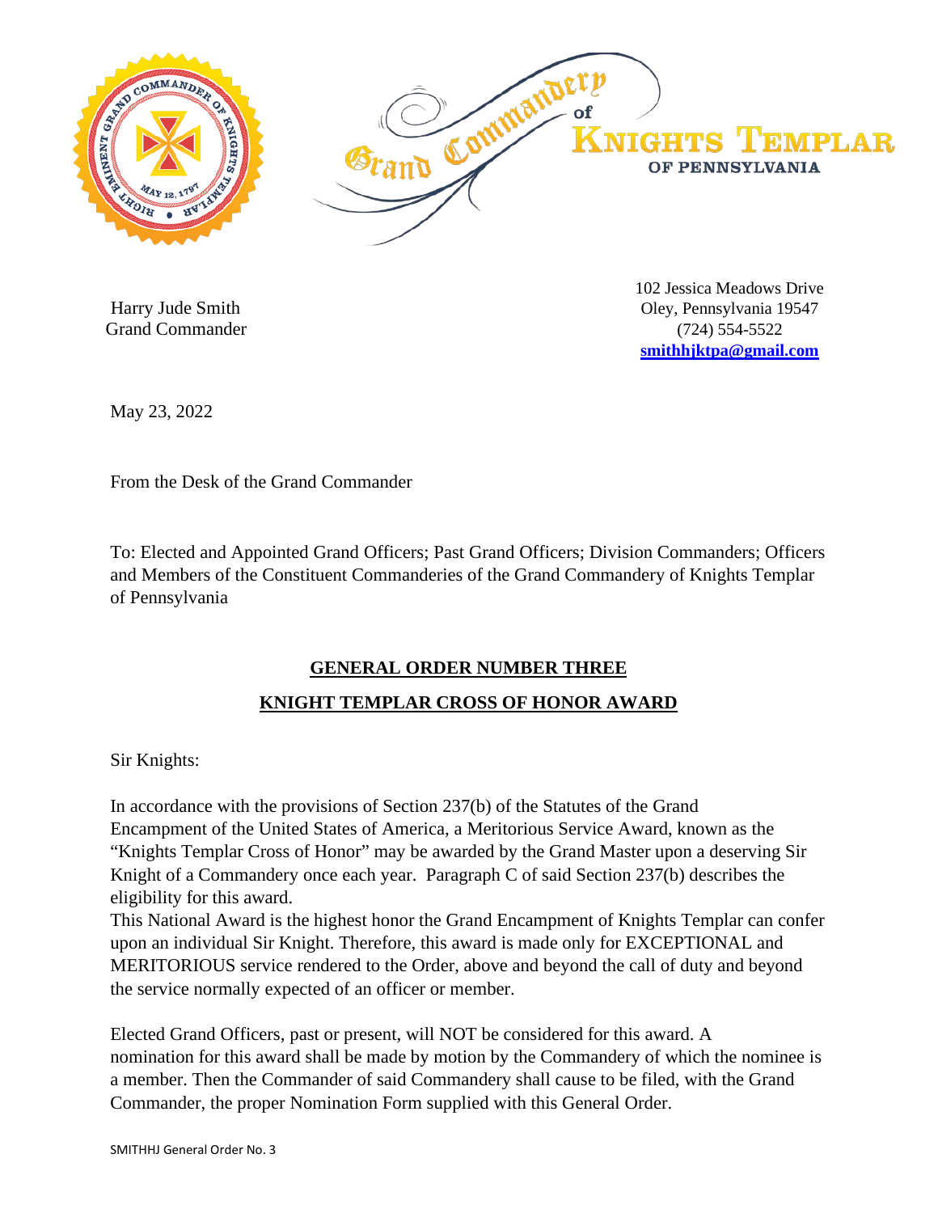Grand Commandery of Knights Templar of Pennsylvania

Harry Jude Smith
Grand Commander

102 Jessica Meadows Drive
Oley, Pennsylvania 19547
(724) 554-5522
**smithhjktpa@gmail.com**

May 23, 2022

From the Desk of the Grand Commander

To: Elected and Appointed Grand Officers; Past Grand Officers; Division Commanders; Officers and Members of the Constituent Commanderies of the Grand Commandery of Knights Templar of Pennsylvania

## GENERAL ORDER NUMBER THREE

## KNIGHT TEMPLAR CROSS OF HONOR AWARD

Sir Knights:

In accordance with the provisions of Section 237(b) of the Statutes of the Grand Encampment of the United States of America, a Meritorious Service Award, known as the "Knights Templar Cross of Honor" may be awarded by the Grand Master upon a deserving Sir Knight of a Commandery once each year. Paragraph C of said Section 237(b) describes the eligibility for this award.
This National Award is the highest honor the Grand Encampment of Knights Templar can confer upon an individual Sir Knight. Therefore, this award is made only for EXCEPTIONAL and MERITORIOUS service rendered to the Order, above and beyond the call of duty and beyond the service normally expected of an officer or member.

Elected Grand Officers, past or present, will NOT be considered for this award. A nomination for this award shall be made by motion by the Commandery of which the nominee is a member. Then the Commander of said Commandery shall cause to be filed, with the Grand Commander, the proper Nomination Form supplied with this General Order.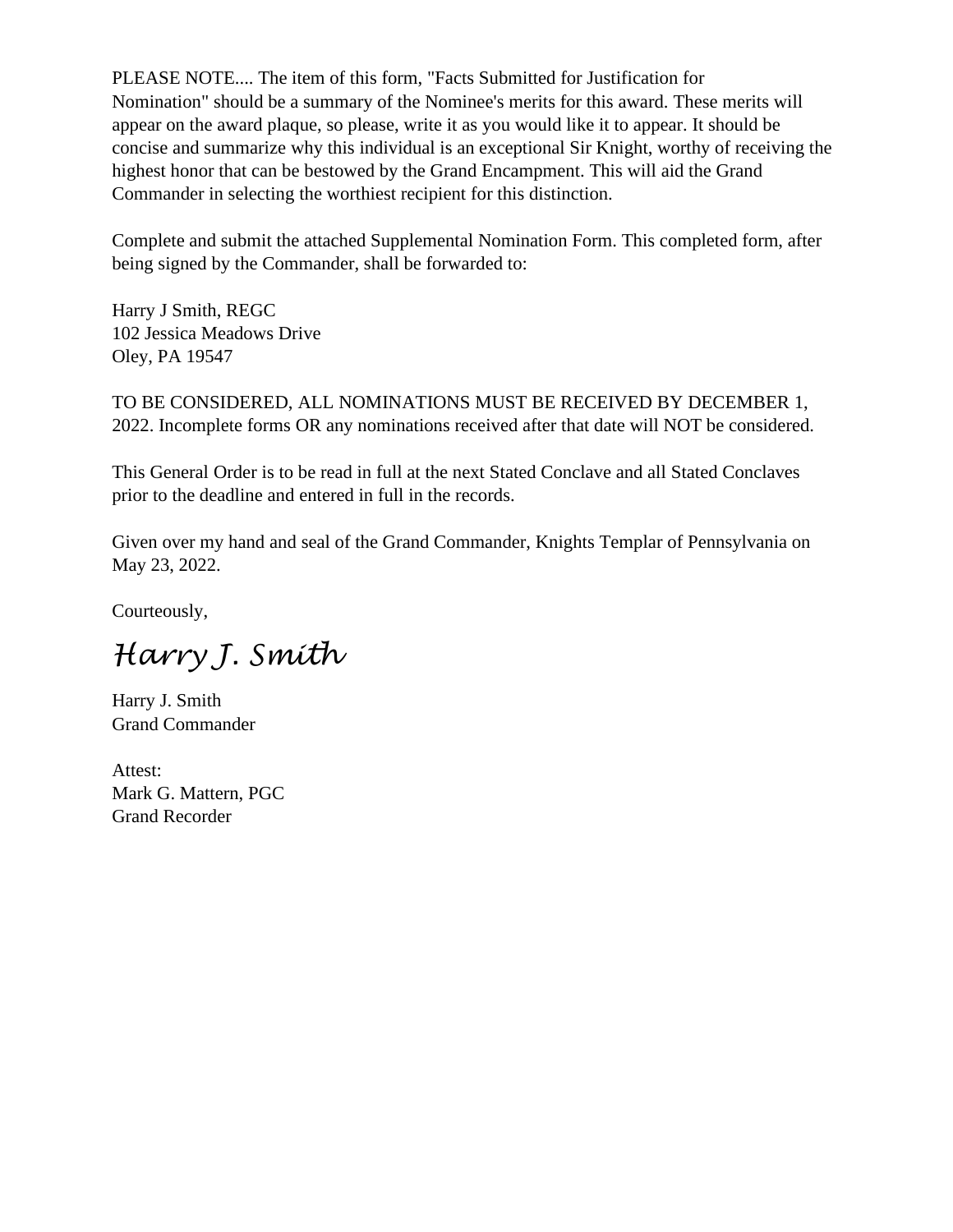PLEASE NOTE.... The item of this form, "Facts Submitted for Justification for Nomination" should be a summary of the Nominee's merits for this award. These merits will appear on the award plaque, so please, write it as you would like it to appear. It should be concise and summarize why this individual is an exceptional Sir Knight, worthy of receiving the highest honor that can be bestowed by the Grand Encampment. This will aid the Grand Commander in selecting the worthiest recipient for this distinction.

Complete and submit the attached Supplemental Nomination Form. This completed form, after being signed by the Commander, shall be forwarded to:

Harry J Smith, REGC  
102 Jessica Meadows Drive  
Oley, PA 19547

TO BE CONSIDERED, ALL NOMINATIONS MUST BE RECEIVED BY DECEMBER 1, 2022. Incomplete forms OR any nominations received after that date will NOT be considered.

This General Order is to be read in full at the next Stated Conclave and all Stated Conclaves prior to the deadline and entered in full in the records.

Given over my hand and seal of the Grand Commander, Knights Templar of Pennsylvania on May 23, 2022.

Courteously,

*Harry J. Smith*

Harry J. Smith  
Grand Commander

Attest:  
Mark G. Mattern, PGC  
Grand Recorder